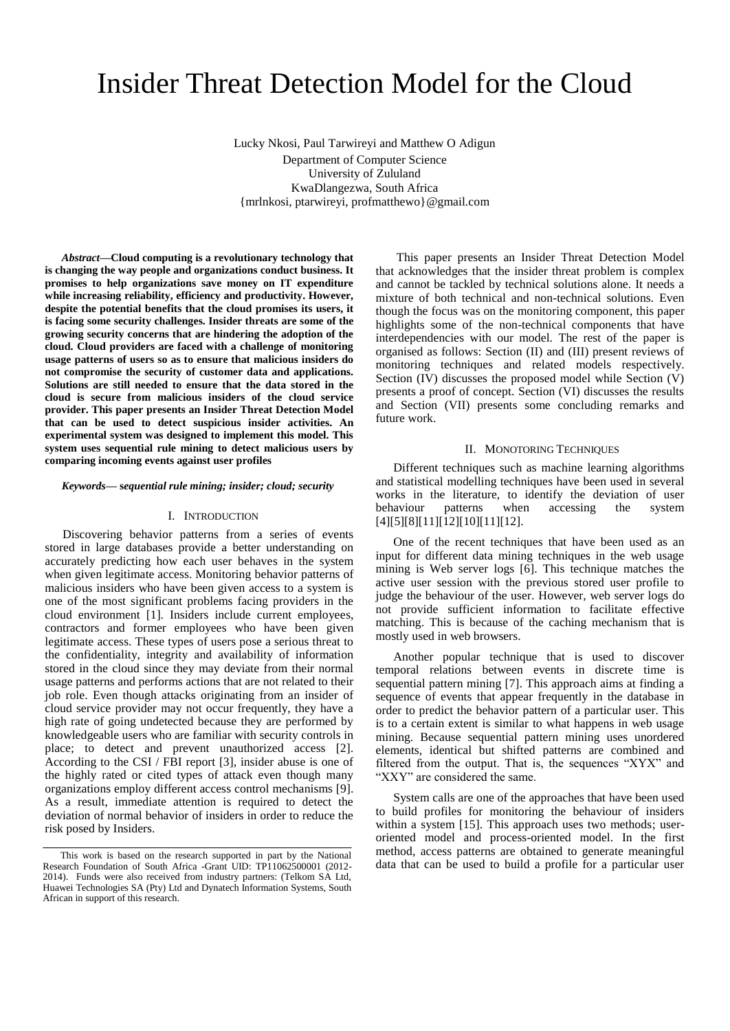# Insider Threat Detection Model for the Cloud

Lucky Nkosi, Paul Tarwireyi and Matthew O Adigun
Department of Computer Science
University of Zululand
KwaDlangezwa, South Africa
{mrlnkosi, ptarwireyi, profmatthewo}@gmail.com

***Abstract*—Cloud computing is a revolutionary technology that is changing the way people and organizations conduct business. It promises to help organizations save money on IT expenditure while increasing reliability, efficiency and productivity. However, despite the potential benefits that the cloud promises its users, it is facing some security challenges. Insider threats are some of the growing security concerns that are hindering the adoption of the cloud. Cloud providers are faced with a challenge of monitoring usage patterns of users so as to ensure that malicious insiders do not compromise the security of customer data and applications. Solutions are still needed to ensure that the data stored in the cloud is secure from malicious insiders of the cloud service provider. This paper presents an Insider Threat Detection Model that can be used to detect suspicious insider activities. An experimental system was designed to implement this model. This system uses sequential rule mining to detect malicious users by comparing incoming events against user profiles**

***Keywords*— s*equential rule mining; insider; cloud; security***

## I. Introduction

Discovering behavior patterns from a series of events stored in large databases provide a better understanding on accurately predicting how each user behaves in the system when given legitimate access. Monitoring behavior patterns of malicious insiders who have been given access to a system is one of the most significant problems facing providers in the cloud environment [1]. Insiders include current employees, contractors and former employees who have been given legitimate access. These types of users pose a serious threat to the confidentiality, integrity and availability of information stored in the cloud since they may deviate from their normal usage patterns and performs actions that are not related to their job role. Even though attacks originating from an insider of cloud service provider may not occur frequently, they have a high rate of going undetected because they are performed by knowledgeable users who are familiar with security controls in place; to detect and prevent unauthorized access [2]. According to the CSI / FBI report [3], insider abuse is one of the highly rated or cited types of attack even though many organizations employ different access control mechanisms [9]. As a result, immediate attention is required to detect the deviation of normal behavior of insiders in order to reduce the risk posed by Insiders.

This work is based on the research supported in part by the National Research Foundation of South Africa -Grant UID: TP11062500001 (2012-2014). Funds were also received from industry partners: (Telkom SA Ltd, Huawei Technologies SA (Pty) Ltd and Dynatech Information Systems, South African in support of this research.

This paper presents an Insider Threat Detection Model that acknowledges that the insider threat problem is complex and cannot be tackled by technical solutions alone. It needs a mixture of both technical and non-technical solutions. Even though the focus was on the monitoring component, this paper highlights some of the non-technical components that have interdependencies with our model. The rest of the paper is organised as follows: Section (II) and (III) present reviews of monitoring techniques and related models respectively. Section (IV) discusses the proposed model while Section (V) presents a proof of concept. Section (VI) discusses the results and Section (VII) presents some concluding remarks and future work.

## II. Monotoring Techniques

Different techniques such as machine learning algorithms and statistical modelling techniques have been used in several works in the literature, to identify the deviation of user behaviour patterns when accessing the system [4][5][8][11][12][10][11][12].

One of the recent techniques that have been used as an input for different data mining techniques in the web usage mining is Web server logs [6]. This technique matches the active user session with the previous stored user profile to judge the behaviour of the user. However, web server logs do not provide sufficient information to facilitate effective matching. This is because of the caching mechanism that is mostly used in web browsers.

Another popular technique that is used to discover temporal relations between events in discrete time is sequential pattern mining [7]. This approach aims at finding a sequence of events that appear frequently in the database in order to predict the behavior pattern of a particular user. This is to a certain extent is similar to what happens in web usage mining. Because sequential pattern mining uses unordered elements, identical but shifted patterns are combined and filtered from the output. That is, the sequences "XYX" and "XXY" are considered the same.

System calls are one of the approaches that have been used to build profiles for monitoring the behaviour of insiders within a system [15]. This approach uses two methods; user-oriented model and process-oriented model. In the first method, access patterns are obtained to generate meaningful data that can be used to build a profile for a particular user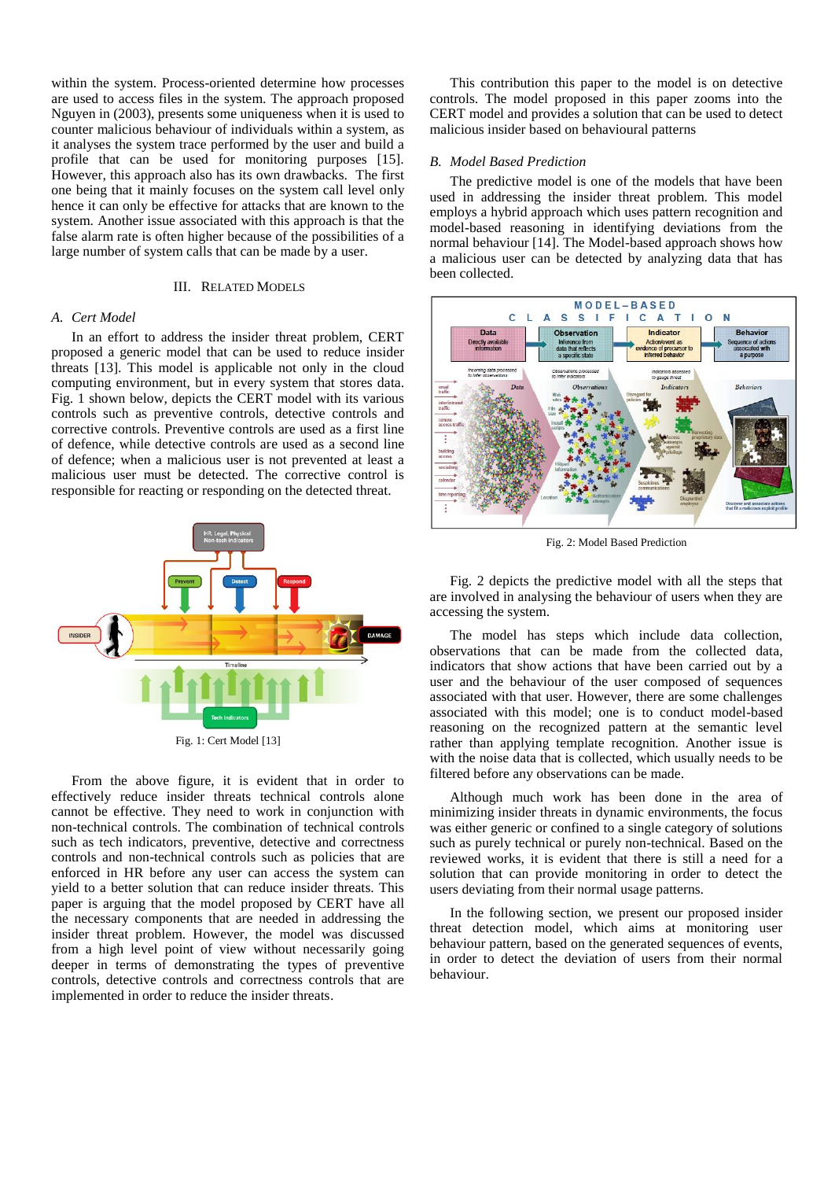within the system. Process-oriented determine how processes are used to access files in the system. The approach proposed Nguyen in (2003), presents some uniqueness when it is used to counter malicious behaviour of individuals within a system, as it analyses the system trace performed by the user and build a profile that can be used for monitoring purposes [15]. However, this approach also has its own drawbacks. The first one being that it mainly focuses on the system call level only hence it can only be effective for attacks that are known to the system. Another issue associated with this approach is that the false alarm rate is often higher because of the possibilities of a large number of system calls that can be made by a user.

## III. RELATED MODELS

### A. Cert Model

In an effort to address the insider threat problem, CERT proposed a generic model that can be used to reduce insider threats [13]. This model is applicable not only in the cloud computing environment, but in every system that stores data. Fig. 1 shown below, depicts the CERT model with its various controls such as preventive controls, detective controls and corrective controls. Preventive controls are used as a first line of defence, while detective controls are used as a second line of defence; when a malicious user is not prevented at least a malicious user must be detected. The corrective control is responsible for reacting or responding on the detected threat.

HR, Legal, Physical
Non-tech indicators
Prevent
Detect
Respond
INSIDER
DAMAGE
Timeline
Tech indicators

Fig. 1: Cert Model [13]

From the above figure, it is evident that in order to effectively reduce insider threats technical controls alone cannot be effective. They need to work in conjunction with non-technical controls. The combination of technical controls such as tech indicators, preventive, detective and correctness controls and non-technical controls such as policies that are enforced in HR before any user can access the system can yield to a better solution that can reduce insider threats. This paper is arguing that the model proposed by CERT have all the necessary components that are needed in addressing the insider threat problem. However, the model was discussed from a high level point of view without necessarily going deeper in terms of demonstrating the types of preventive controls, detective controls and correctness controls that are implemented in order to reduce the insider threats.

This contribution this paper to the model is on detective controls. The model proposed in this paper zooms into the CERT model and provides a solution that can be used to detect malicious insider based on behavioural patterns

### B. Model Based Prediction

The predictive model is one of the models that have been used in addressing the insider threat problem. This model employs a hybrid approach which uses pattern recognition and model-based reasoning in identifying deviations from the normal behaviour [14]. The Model-based approach shows how a malicious user can be detected by analyzing data that has been collected.

MODEL-BASED
CLASSIFICATION
Data
Directly available information
Observation
Inference from data that reflects a specific state
Indicator
Action/event as evidence of precursor to inferred behavior
Behavior
Sequence of actions associated with a purpose

Fig. 2: Model Based Prediction

Fig. 2 depicts the predictive model with all the steps that are involved in analysing the behaviour of users when they are accessing the system.

The model has steps which include data collection, observations that can be made from the collected data, indicators that show actions that have been carried out by a user and the behaviour of the user composed of sequences associated with that user. However, there are some challenges associated with this model; one is to conduct model-based reasoning on the recognized pattern at the semantic level rather than applying template recognition. Another issue is with the noise data that is collected, which usually needs to be filtered before any observations can be made.

Although much work has been done in the area of minimizing insider threats in dynamic environments, the focus was either generic or confined to a single category of solutions such as purely technical or purely non-technical. Based on the reviewed works, it is evident that there is still a need for a solution that can provide monitoring in order to detect the users deviating from their normal usage patterns.

In the following section, we present our proposed insider threat detection model, which aims at monitoring user behaviour pattern, based on the generated sequences of events, in order to detect the deviation of users from their normal behaviour.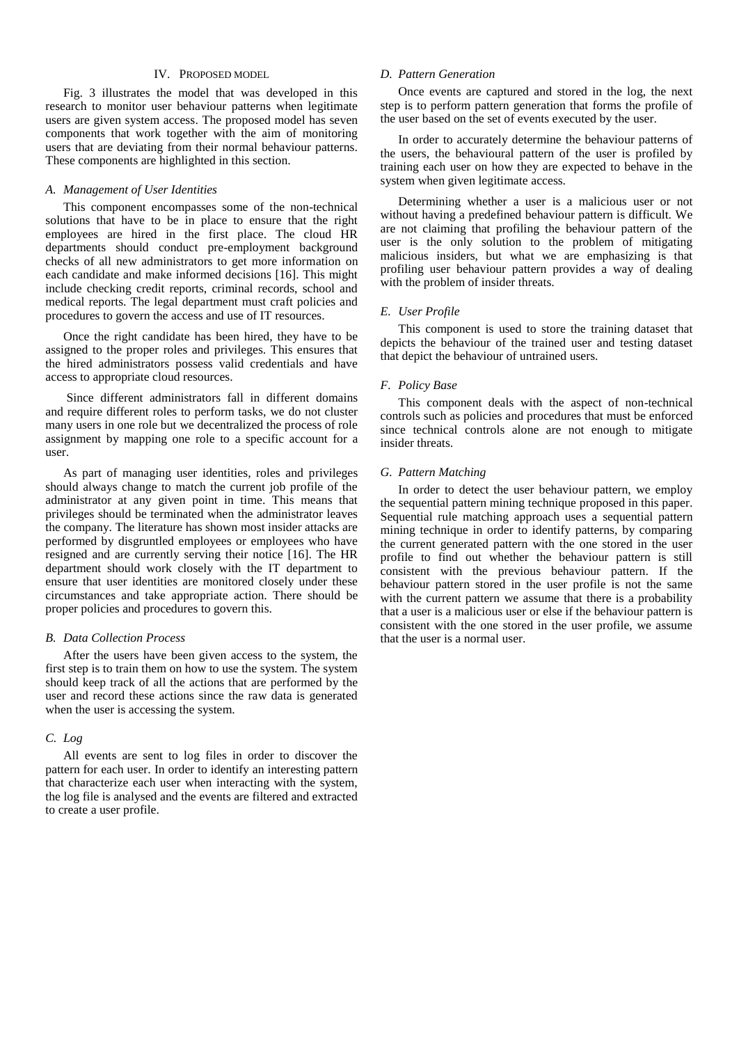## IV. Proposed Model

Fig. 3 illustrates the model that was developed in this research to monitor user behaviour patterns when legitimate users are given system access. The proposed model has seven components that work together with the aim of monitoring users that are deviating from their normal behaviour patterns. These components are highlighted in this section.

### *A. Management of User Identities*

This component encompasses some of the non-technical solutions that have to be in place to ensure that the right employees are hired in the first place. The cloud HR departments should conduct pre-employment background checks of all new administrators to get more information on each candidate and make informed decisions [16]. This might include checking credit reports, criminal records, school and medical reports. The legal department must craft policies and procedures to govern the access and use of IT resources.

Once the right candidate has been hired, they have to be assigned to the proper roles and privileges. This ensures that the hired administrators possess valid credentials and have access to appropriate cloud resources.

Since different administrators fall in different domains and require different roles to perform tasks, we do not cluster many users in one role but we decentralized the process of role assignment by mapping one role to a specific account for a user.

As part of managing user identities, roles and privileges should always change to match the current job profile of the administrator at any given point in time. This means that privileges should be terminated when the administrator leaves the company. The literature has shown most insider attacks are performed by disgruntled employees or employees who have resigned and are currently serving their notice [16]. The HR department should work closely with the IT department to ensure that user identities are monitored closely under these circumstances and take appropriate action. There should be proper policies and procedures to govern this.

### *B. Data Collection Process*

After the users have been given access to the system, the first step is to train them on how to use the system. The system should keep track of all the actions that are performed by the user and record these actions since the raw data is generated when the user is accessing the system.

### *C. Log*

All events are sent to log files in order to discover the pattern for each user. In order to identify an interesting pattern that characterize each user when interacting with the system, the log file is analysed and the events are filtered and extracted to create a user profile.

### *D. Pattern Generation*

Once events are captured and stored in the log, the next step is to perform pattern generation that forms the profile of the user based on the set of events executed by the user.

In order to accurately determine the behaviour patterns of the users, the behavioural pattern of the user is profiled by training each user on how they are expected to behave in the system when given legitimate access.

Determining whether a user is a malicious user or not without having a predefined behaviour pattern is difficult. We are not claiming that profiling the behaviour pattern of the user is the only solution to the problem of mitigating malicious insiders, but what we are emphasizing is that profiling user behaviour pattern provides a way of dealing with the problem of insider threats.

### *E. User Profile*

This component is used to store the training dataset that depicts the behaviour of the trained user and testing dataset that depict the behaviour of untrained users.

### *F. Policy Base*

This component deals with the aspect of non-technical controls such as policies and procedures that must be enforced since technical controls alone are not enough to mitigate insider threats.

### *G. Pattern Matching*

In order to detect the user behaviour pattern, we employ the sequential pattern mining technique proposed in this paper. Sequential rule matching approach uses a sequential pattern mining technique in order to identify patterns, by comparing the current generated pattern with the one stored in the user profile to find out whether the behaviour pattern is still consistent with the previous behaviour pattern. If the behaviour pattern stored in the user profile is not the same with the current pattern we assume that there is a probability that a user is a malicious user or else if the behaviour pattern is consistent with the one stored in the user profile, we assume that the user is a normal user.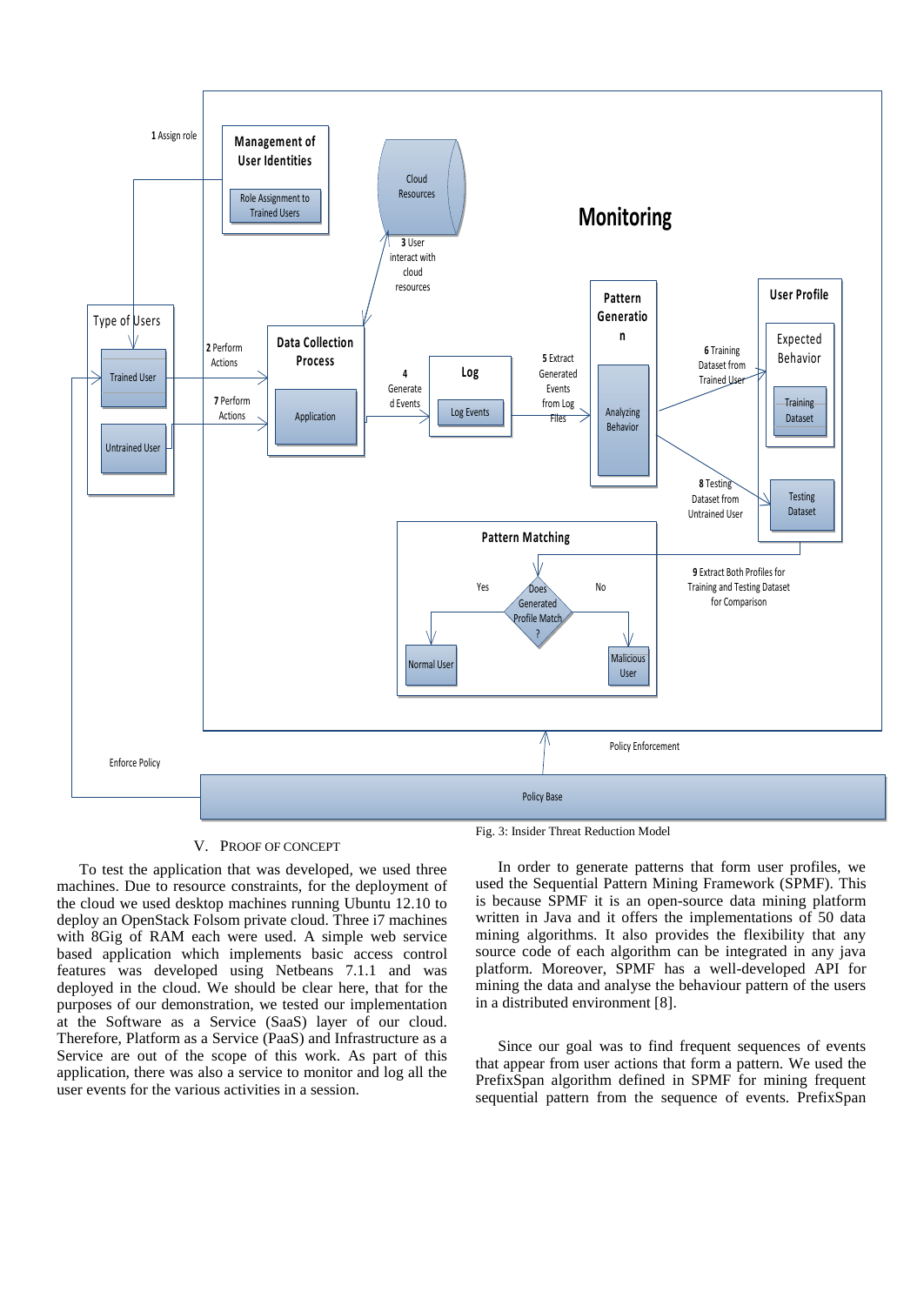Fig. 3: Insider Threat Reduction Model

## V. PROOF OF CONCEPT

To test the application that was developed, we used three machines. Due to resource constraints, for the deployment of the cloud we used desktop machines running Ubuntu 12.10 to deploy an OpenStack Folsom private cloud. Three i7 machines with 8Gig of RAM each were used. A simple web service based application which implements basic access control features was developed using Netbeans 7.1.1 and was deployed in the cloud. We should be clear here, that for the purposes of our demonstration, we tested our implementation at the Software as a Service (SaaS) layer of our cloud. Therefore, Platform as a Service (PaaS) and Infrastructure as a Service are out of the scope of this work. As part of this application, there was also a service to monitor and log all the user events for the various activities in a session.

In order to generate patterns that form user profiles, we used the Sequential Pattern Mining Framework (SPMF). This is because SPMF it is an open-source data mining platform written in Java and it offers the implementations of 50 data mining algorithms. It also provides the flexibility that any source code of each algorithm can be integrated in any java platform. Moreover, SPMF has a well-developed API for mining the data and analyse the behaviour pattern of the users in a distributed environment [8].

Since our goal was to find frequent sequences of events that appear from user actions that form a pattern. We used the PrefixSpan algorithm defined in SPMF for mining frequent sequential pattern from the sequence of events. PrefixSpan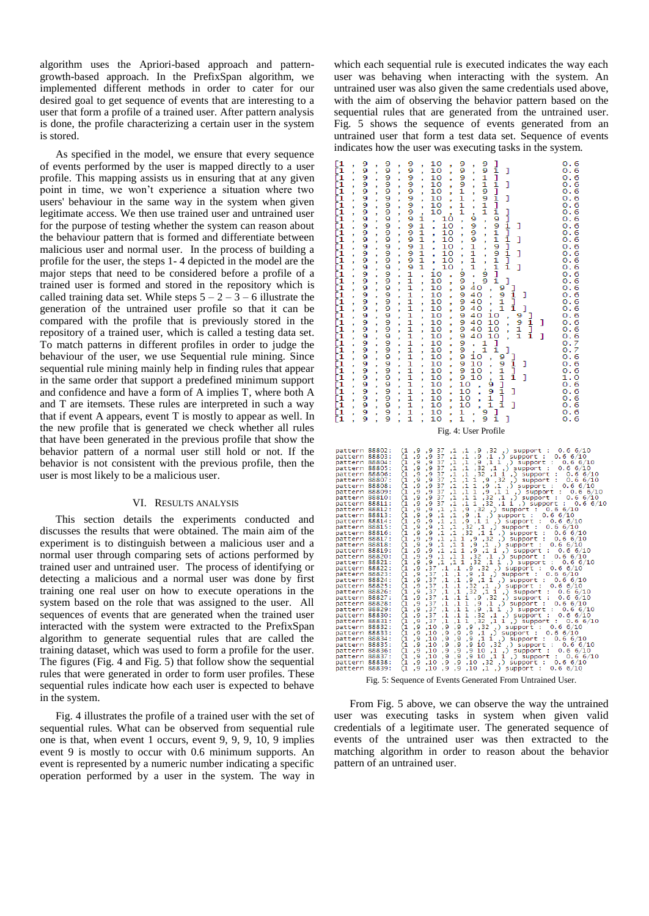algorithm uses the Apriori-based approach and pattern-growth-based approach. In the PrefixSpan algorithm, we implemented different methods in order to cater for our desired goal to get sequence of events that are interesting to a user that form a profile of a trained user. After pattern analysis is done, the profile characterizing a certain user in the system is stored.

As specified in the model, we ensure that every sequence of events performed by the user is mapped directly to a user profile. This mapping assists us in ensuring that at any given point in time, we won't experience a situation where two users' behaviour in the same way in the system when given legitimate access. We then use trained user and untrained user for the purpose of testing whether the system can reason about the behaviour pattern that is formed and differentiate between malicious user and normal user. In the process of building a profile for the user, the steps 1- 4 depicted in the model are the major steps that need to be considered before a profile of a trained user is formed and stored in the repository which is called training data set. While steps 5 – 2 – 3 – 6 illustrate the generation of the untrained user profile so that it can be compared with the profile that is previously stored in the repository of a trained user, which is called a testing data set. To match patterns in different profiles in order to judge the behaviour of the user, we use Sequential rule mining. Since sequential rule mining mainly help in finding rules that appear in the same order that support a predefined minimum support and confidence and have a form of A implies T, where both A and T are itemsets. These rules are interpreted in such a way that if event A appears, event T is mostly to appear as well. In the new profile that is generated we check whether all rules that have been generated in the previous profile that show the behavior pattern of a normal user still hold or not. If the behavior is not consistent with the previous profile, then the user is most likely to be a malicious user.

## VI. Results Analysis

This section details the experiments conducted and discusses the results that were obtained. The main aim of the experiment is to distinguish between a malicious user and a normal user through comparing sets of actions performed by trained user and untrained user. The process of identifying or detecting a malicious and a normal user was done by first training one real user on how to execute operations in the system based on the role that was assigned to the user. All sequences of events that are generated when the trained user interacted with the system were extracted to the PrefixSpan algorithm to generate sequential rules that are called the training dataset, which was used to form a profile for the user. The figures (Fig. 4 and Fig. 5) that follow show the sequential rules that were generated in order to form user profiles. These sequential rules indicate how each user is expected to behave in the system.

Fig. 4 illustrates the profile of a trained user with the set of sequential rules. What can be observed from sequential rule one is that, when event 1 occurs, event 9, 9, 9, 10, 9 implies event 9 is mostly to occur with 0.6 minimum supports. An event is represented by a numeric number indicating a specific operation performed by a user in the system. The way in which each sequential rule is executed indicates the way each user was behaving when interacting with the system. An untrained user was also given the same credentials used above, with the aim of observing the behavior pattern based on the sequential rules that are generated from the untrained user. Fig. 5 shows the sequence of events generated from an untrained user that form a test data set. Sequence of events indicates how the user was executing tasks in the system.

```
[1 , 9 , 9 , 9 , 10 , 9 , 9 ]              0.6
[1 , 9 , 9 , 9 , 10 , 9 , 9 1 ]            0.6
[1 , 9 , 9 , 9 , 10 , 9 , 1 ]              0.6
[1 , 9 , 9 , 9 , 10 , 9 , 1 1 ]            0.6
[1 , 9 , 9 , 9 , 10 , 1 , 9 ]              0.6
[1 , 9 , 9 , 9 , 10 , 1 , 9 1 ]            0.6
[1 , 9 , 9 , 9 , 10 , 1 , 1 ]              0.6
[1 , 9 , 9 , 9 , 10 , 1 , 1 1 ]            0.6
[1 , 9 , 9 , 9 1 , 10 , 9 , 9 ]            0.6
[1 , 9 , 9 , 9 1 , 10 , 9 , 9 1 ]          0.6
[1 , 9 , 9 , 9 1 , 10 , 9 , 1 ]            0.6
[1 , 9 , 9 , 9 1 , 10 , 9 , 1 1 ]          0.6
[1 , 9 , 9 , 9 1 , 10 , 1 , 9 ]            0.6
[1 , 9 , 9 , 9 1 , 10 , 1 , 9 1 ]          0.6
[1 , 9 , 9 , 9 1 , 10 , 1 , 1 ]            0.6
[1 , 9 , 9 , 9 1 , 10 , 1 , 1 1 ]          0.6
[1 , 9 , 9 , 1 , 10 , 9 , 9 ]              0.6
[1 , 9 , 9 , 1 , 10 , 9 , 9 1 ]            0.6
[1 , 9 , 9 , 1 , 10 , 9 40 , 9 ]           0.6
[1 , 9 , 9 , 1 , 10 , 9 40 , 9 1 ]         0.6
[1 , 9 , 9 , 1 , 10 , 9 40 , 1 ]           0.6
[1 , 9 , 9 , 1 , 10 , 9 40 , 1 1 ]         0.6
[1 , 9 , 9 , 1 , 10 , 9 40 10 , 9 ]        0.6
[1 , 9 , 9 , 1 , 10 , 9 40 10 , 9 1 ]      0.6
[1 , 9 , 9 , 1 , 10 , 9 40 10 , 1 ]        0.6
[1 , 9 , 9 , 1 , 10 , 9 40 10 , 1 1 ]      0.6
[1 , 9 , 9 , 1 , 10 , 9 , 1 ]              0.7
[1 , 9 , 9 , 1 , 10 , 9 , 1 1 ]            0.7
[1 , 9 , 9 , 1 , 10 , 9 10 , 9 ]           0.6
[1 , 9 , 9 , 1 , 10 , 9 10 , 9 1 ]         0.6
[1 , 9 , 9 , 1 , 10 , 9 10 , 1 ]           0.6
[1 , 9 , 9 , 1 , 10 , 9 10 , 1 1 ]         1.0
[1 , 9 , 9 , 1 , 10 , 10 , 9 ]             0.6
[1 , 9 , 9 , 1 , 10 , 10 , 9 1 ]           0.6
[1 , 9 , 9 , 1 , 10 , 10 , 1 ]             0.6
[1 , 9 , 9 , 1 , 10 , 10 , 1 1 ]           0.6
[1 , 9 , 9 , 1 , 10 , 1 , 9 ]              0.6
[1 , 9 , 9 , 1 , 10 , 1 , 9 1 ]            0.6
```

Fig. 4: User Profile

```
pattern 88802: (1 ,9 ,9 37 ,1 ,1 ,9 ,32 ,) support : 0.6 6/10
pattern 88803: (1 ,9 ,9 37 ,1 ,1 ,9 ,1 ,) support : 0.6 6/10
pattern 88804: (1 ,9 ,9 37 ,1 ,1 ,9 ,1 1 ,) support : 0.6 6/10
pattern 88805: (1 ,9 ,9 37 ,1 ,1 ,32 ,1 ,) support : 0.6 6/10
pattern 88806: (1 ,9 ,9 37 ,1 ,1 ,32 ,1 1 ,) support : 0.6 6/10
pattern 88807: (1 ,9 ,9 37 ,1 ,1 1 ,9 ,32 ,) support : 0.6 6/10
pattern 88808: (1 ,9 ,9 37 ,1 ,1 1 ,9 ,1 ,) support : 0.6 6/10
pattern 88809: (1 ,9 ,9 37 ,1 ,1 1 ,9 ,1 1 ,) support : 0.6 6/10
pattern 88810: (1 ,9 ,9 37 ,1 ,1 1 ,32 ,1 ,) support : 0.6 6/10
pattern 88811: (1 ,9 ,9 37 ,1 ,1 1 ,32 ,1 1 ,) support : 0.6 6/10
pattern 88812: (1 ,9 ,9 ,1 ,1 ,9 ,32 ,) support : 0.6 6/10
pattern 88813: (1 ,9 ,9 ,1 ,1 ,9 ,1 ,) support : 0.6 6/10
pattern 88814: (1 ,9 ,9 ,1 ,1 ,9 ,1 1 ,) support : 0.6 6/10
pattern 88815: (1 ,9 ,9 ,1 ,1 ,32 ,1 ,) support : 0.6 6/10
pattern 88816: (1 ,9 ,9 ,1 ,1 ,32 ,1 1 ,) support : 0.6 6/10
pattern 88817: (1 ,9 ,9 ,1 ,1 1 ,9 ,32 ,) support : 0.6 6/10
pattern 88818: (1 ,9 ,9 ,1 ,1 1 ,9 ,1 ,) support : 0.6 6/10
pattern 88819: (1 ,9 ,9 ,1 ,1 1 ,9 ,1 1 ,) support : 0.6 6/10
pattern 88820: (1 ,9 ,9 ,1 ,1 1 ,32 ,1 ,) support : 0.6 6/10
pattern 88821: (1 ,9 ,9 ,1 ,1 1 ,32 ,1 1 ,) support : 0.6 6/10
pattern 88822: (1 ,9 ,37 ,1 ,1 ,9 ,32 ,) support : 0.6 6/10
pattern 88823: (1 ,9 ,37 ,1 ,1 ,9 ,1 ,) support : 0.6 6/10
pattern 88824: (1 ,9 ,37 ,1 ,1 ,9 ,1 1 ,) support : 0.6 6/10
pattern 88825: (1 ,9 ,37 ,1 ,1 ,32 ,1 ,) support : 0.6 6/10
pattern 88826: (1 ,9 ,37 ,1 ,1 ,32 ,1 1 ,) support : 0.6 6/10
pattern 88827: (1 ,9 ,37 ,1 ,1 1 ,9 ,32 ,) support : 0.6 6/10
pattern 88828: (1 ,9 ,37 ,1 ,1 1 ,9 ,1 ,) support : 0.6 6/10
pattern 88829: (1 ,9 ,37 ,1 ,1 1 ,9 ,1 1 ,) support : 0.6 6/10
pattern 88830: (1 ,9 ,37 ,1 ,1 1 ,32 ,1 ,) support : 0.6 6/10
pattern 88831: (1 ,9 ,37 ,1 ,1 1 ,32 ,1 1 ,) support : 0.6 6/10
pattern 88832: (1 ,9 ,10 ,9 ,9 ,9 ,32 ,) support : 0.6 6/10
pattern 88833: (1 ,9 ,10 ,9 ,9 ,9 ,1 ,) support : 0.6 6/10
pattern 88834: (1 ,9 ,10 ,9 ,9 ,9 ,1 1 ,) support : 0.6 6/10
pattern 88835: (1 ,9 ,10 ,9 ,9 ,9 10 ,32 ,) support : 0.6 6/10
pattern 88836: (1 ,9 ,10 ,9 ,9 ,9 10 ,1 ,) support : 0.6 6/10
pattern 88837: (1 ,9 ,10 ,9 ,9 ,9 10 ,1 1 ,) support : 0.6 6/10
pattern 88838: (1 ,9 ,10 ,9 ,9 ,10 ,32 ,) support : 0.6 6/10
pattern 88839: (1 ,9 ,10 ,9 ,9 ,10 ,1 ,) support : 0.6 6/10
```

Fig. 5: Sequence of Events Generated From Untrained User.

From Fig. 5 above, we can observe the way the untrained user was executing tasks in system when given valid credentials of a legitimate user. The generated sequence of events of the untrained user was then extracted to the matching algorithm in order to reason about the behavior pattern of an untrained user.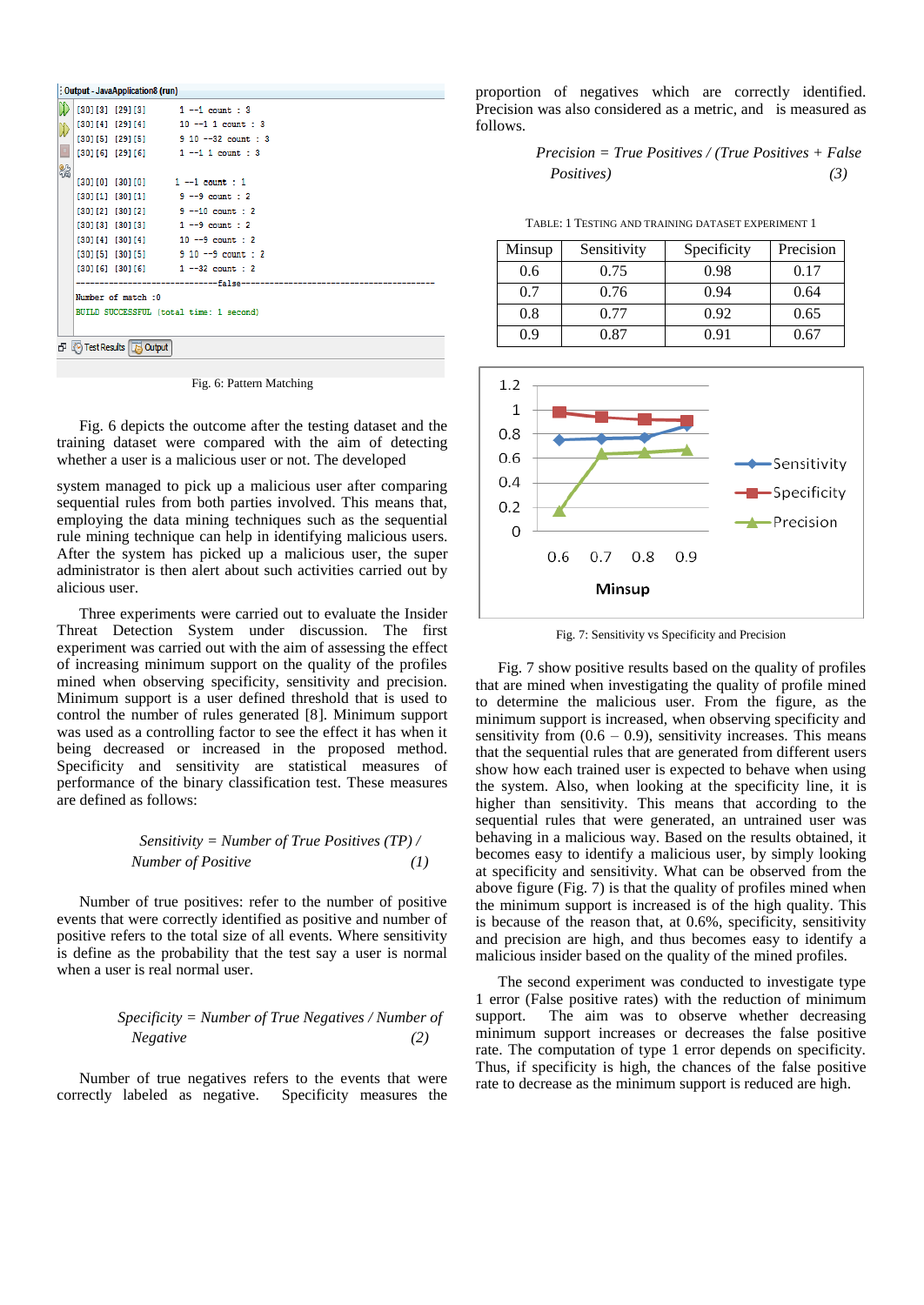Output - JavaApplication8 (run)

```
[30][3]  [29][3]       1 --1 count : 3
[30][4]  [29][4]       10 --1 1 count : 3
[30][5]  [29][5]       9 10 --32 count : 3
[30][6]  [29][6]       1 --1 1 count : 3

[30][0]  [30][0]      1 --1 count : 1
[30][1]  [30][1]       9 --9 count : 2
[30][2]  [30][2]       9 --10 count : 2
[30][3]  [30][3]       1 --9 count : 2
[30][4]  [30][4]       10 --9 count : 2
[30][5]  [30][5]       9 10 --9 count : 2
[30][6]  [30][6]       1 --32 count : 2
-----------------------------false------------------------------------------
Number of match :0
BUILD SUCCESSFUL (total time: 1 second)
```

Test Results Output

Fig. 6: Pattern Matching

Fig. 6 depicts the outcome after the testing dataset and the training dataset were compared with the aim of detecting whether a user is a malicious user or not. The developed system managed to pick up a malicious user after comparing sequential rules from both parties involved. This means that, employing the data mining techniques such as the sequential rule mining technique can help in identifying malicious users. After the system has picked up a malicious user, the super administrator is then alert about such activities carried out by alicious user.

Three experiments were carried out to evaluate the Insider Threat Detection System under discussion. The first experiment was carried out with the aim of assessing the effect of increasing minimum support on the quality of the profiles mined when observing specificity, sensitivity and precision. Minimum support is a user defined threshold that is used to control the number of rules generated [8]. Minimum support was used as a controlling factor to see the effect it has when it being decreased or increased in the proposed method. Specificity and sensitivity are statistical measures of performance of the binary classification test. These measures are defined as follows:

*Sensitivity = Number of True Positives (TP) / Number of Positive* (1)

Number of true positives: refer to the number of positive events that were correctly identified as positive and number of positive refers to the total size of all events. Where sensitivity is define as the probability that the test say a user is normal when a user is real normal user.

*Specificity = Number of True Negatives / Number of Negative* (2)

Number of true negatives refers to the events that were correctly labeled as negative. Specificity measures the proportion of negatives which are correctly identified. Precision was also considered as a metric, and is measured as follows.

*Precision = True Positives / (True Positives + False Positives)* (3)

TABLE: 1 TESTING AND TRAINING DATASET EXPERIMENT 1

| Minsup | Sensitivity | Specificity | Precision |
|---|---|---|---|
| 0.6 | 0.75 | 0.98 | 0.17 |
| 0.7 | 0.76 | 0.94 | 0.64 |
| 0.8 | 0.77 | 0.92 | 0.65 |
| 0.9 | 0.87 | 0.91 | 0.67 |

1.2
1
0.8
0.6
0.4
0.2
0
0.6 0.7 0.8 0.9
Minsup
Sensitivity
Specificity
Precision

Fig. 7: Sensitivity vs Specificity and Precision

Fig. 7 show positive results based on the quality of profiles that are mined when investigating the quality of profile mined to determine the malicious user. From the figure, as the minimum support is increased, when observing specificity and sensitivity from (0.6 – 0.9), sensitivity increases. This means that the sequential rules that are generated from different users show how each trained user is expected to behave when using the system. Also, when looking at the specificity line, it is higher than sensitivity. This means that according to the sequential rules that were generated, an untrained user was behaving in a malicious way. Based on the results obtained, it becomes easy to identify a malicious user, by simply looking at specificity and sensitivity. What can be observed from the above figure (Fig. 7) is that the quality of profiles mined when the minimum support is increased is of the high quality. This is because of the reason that, at 0.6%, specificity, sensitivity and precision are high, and thus becomes easy to identify a malicious insider based on the quality of the mined profiles.

The second experiment was conducted to investigate type 1 error (False positive rates) with the reduction of minimum support. The aim was to observe whether decreasing minimum support increases or decreases the false positive rate. The computation of type 1 error depends on specificity. Thus, if specificity is high, the chances of the false positive rate to decrease as the minimum support is reduced are high.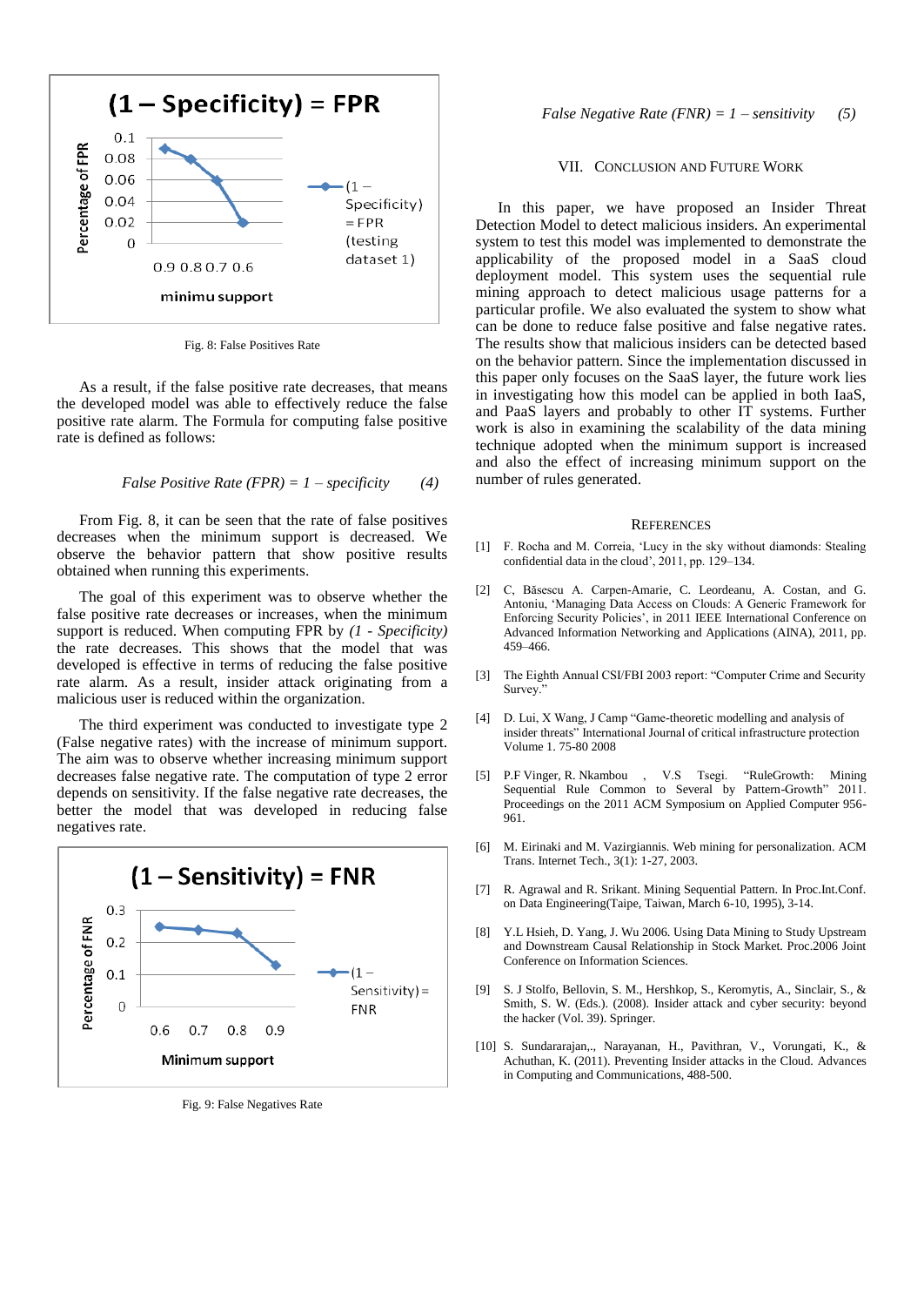(1 – Specificity) = FPR

Percentage of FPR

0.1
0.08
0.06
0.04
0.02
0

0.9 0.8 0.7 0.6

minimu support

(1 – Specificity) = FPR (testing dataset 1)

Fig. 8: False Positives Rate

As a result, if the false positive rate decreases, that means the developed model was able to effectively reduce the false positive rate alarm. The Formula for computing false positive rate is defined as follows:

$$\text{False Positive Rate (FPR)} = 1 - \text{specificity} \quad (4)$$

From Fig. 8, it can be seen that the rate of false positives decreases when the minimum support is decreased. We observe the behavior pattern that show positive results obtained when running this experiments.

The goal of this experiment was to observe whether the false positive rate decreases or increases, when the minimum support is reduced. When computing FPR by *(1 - Specificity)* the rate decreases. This shows that the model that was developed is effective in terms of reducing the false positive rate alarm. As a result, insider attack originating from a malicious user is reduced within the organization.

The third experiment was conducted to investigate type 2 (False negative rates) with the increase of minimum support. The aim was to observe whether increasing minimum support decreases false negative rate. The computation of type 2 error depends on sensitivity. If the false negative rate decreases, the better the model that was developed in reducing false negatives rate.

(1 – Sensitivity) = FNR

Percentage of FNR

0.3
0.2
0.1
0

0.6 0.7 0.8 0.9

Minimum support

(1 – Sensitivity) = FNR

Fig. 9: False Negatives Rate

$$\text{False Negative Rate (FNR)} = 1 - \text{sensitivity} \quad (5)$$

## VII. Conclusion and Future Work

In this paper, we have proposed an Insider Threat Detection Model to detect malicious insiders. An experimental system to test this model was implemented to demonstrate the applicability of the proposed model in a SaaS cloud deployment model. This system uses the sequential rule mining approach to detect malicious usage patterns for a particular profile. We also evaluated the system to show what can be done to reduce false positive and false negative rates. The results show that malicious insiders can be detected based on the behavior pattern. Since the implementation discussed in this paper only focuses on the SaaS layer, the future work lies in investigating how this model can be applied in both IaaS, and PaaS layers and probably to other IT systems. Further work is also in examining the scalability of the data mining technique adopted when the minimum support is increased and also the effect of increasing minimum support on the number of rules generated.

## References

[1] F. Rocha and M. Correia, 'Lucy in the sky without diamonds: Stealing confidential data in the cloud', 2011, pp. 129–134.

[2] C, Băsescu A. Carpen-Amarie, C. Leordeanu, A. Costan, and G. Antoniu, 'Managing Data Access on Clouds: A Generic Framework for Enforcing Security Policies', in 2011 IEEE International Conference on Advanced Information Networking and Applications (AINA), 2011, pp. 459–466.

[3] The Eighth Annual CSI/FBI 2003 report: "Computer Crime and Security Survey."

[4] D. Lui, X Wang, J Camp "Game-theoretic modelling and analysis of insider threats" International Journal of critical infrastructure protection Volume 1. 75-80 2008

[5] P.F Vinger, R. Nkambou , V.S Tsegi. "RuleGrowth: Mining Sequential Rule Common to Several by Pattern-Growth" 2011. Proceedings on the 2011 ACM Symposium on Applied Computer 956-961.

[6] M. Eirinaki and M. Vazirgiannis. Web mining for personalization. ACM Trans. Internet Tech., 3(1): 1-27, 2003.

[7] R. Agrawal and R. Srikant. Mining Sequential Pattern. In Proc.Int.Conf. on Data Engineering(Taipe, Taiwan, March 6-10, 1995), 3-14.

[8] Y.L Hsieh, D. Yang, J. Wu 2006. Using Data Mining to Study Upstream and Downstream Causal Relationship in Stock Market. Proc.2006 Joint Conference on Information Sciences.

[9] S. J Stolfo, Bellovin, S. M., Hershkop, S., Keromytis, A., Sinclair, S., & Smith, S. W. (Eds.). (2008). Insider attack and cyber security: beyond the hacker (Vol. 39). Springer.

[10] S. Sundararajan,., Narayanan, H., Pavithran, V., Vorungati, K., & Achuthan, K. (2011). Preventing Insider attacks in the Cloud. Advances in Computing and Communications, 488-500.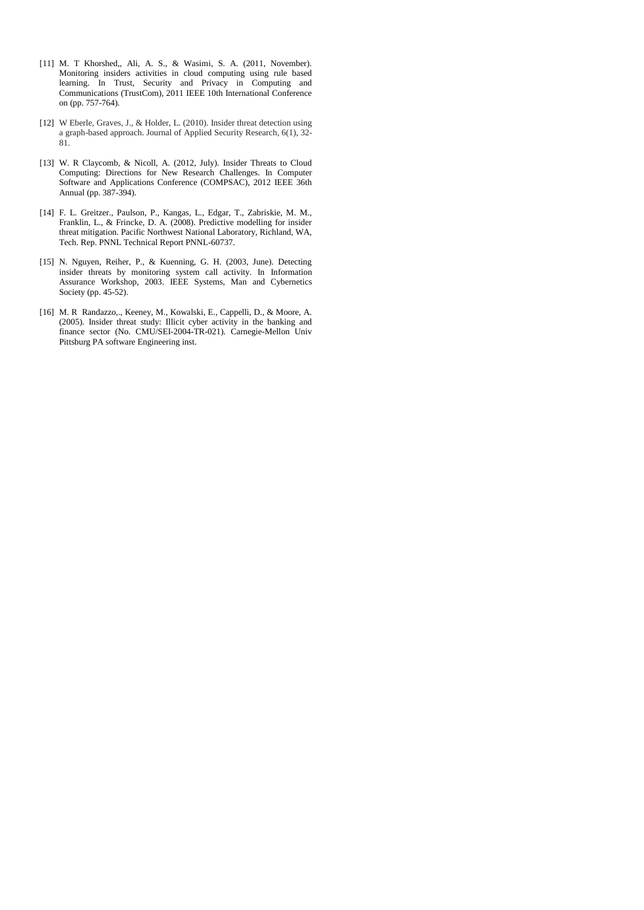[11] M. T Khorshed,, Ali, A. S., & Wasimi, S. A. (2011, November). Monitoring insiders activities in cloud computing using rule based learning. In Trust, Security and Privacy in Computing and Communications (TrustCom), 2011 IEEE 10th International Conference on (pp. 757-764).

[12] W Eberle, Graves, J., & Holder, L. (2010). Insider threat detection using a graph-based approach. Journal of Applied Security Research, 6(1), 32-81.

[13] W. R Claycomb, & Nicoll, A. (2012, July). Insider Threats to Cloud Computing: Directions for New Research Challenges. In Computer Software and Applications Conference (COMPSAC), 2012 IEEE 36th Annual (pp. 387-394).

[14] F. L. Greitzer., Paulson, P., Kangas, L., Edgar, T., Zabriskie, M. M., Franklin, L., & Frincke, D. A. (2008). Predictive modelling for insider threat mitigation. Pacific Northwest National Laboratory, Richland, WA, Tech. Rep. PNNL Technical Report PNNL-60737.

[15] N. Nguyen, Reiher, P., & Kuenning, G. H. (2003, June). Detecting insider threats by monitoring system call activity. In Information Assurance Workshop, 2003. IEEE Systems, Man and Cybernetics Society (pp. 45-52).

[16] M. R Randazzo,., Keeney, M., Kowalski, E., Cappelli, D., & Moore, A. (2005). Insider threat study: Illicit cyber activity in the banking and finance sector (No. CMU/SEI-2004-TR-021). Carnegie-Mellon Univ Pittsburg PA software Engineering inst.